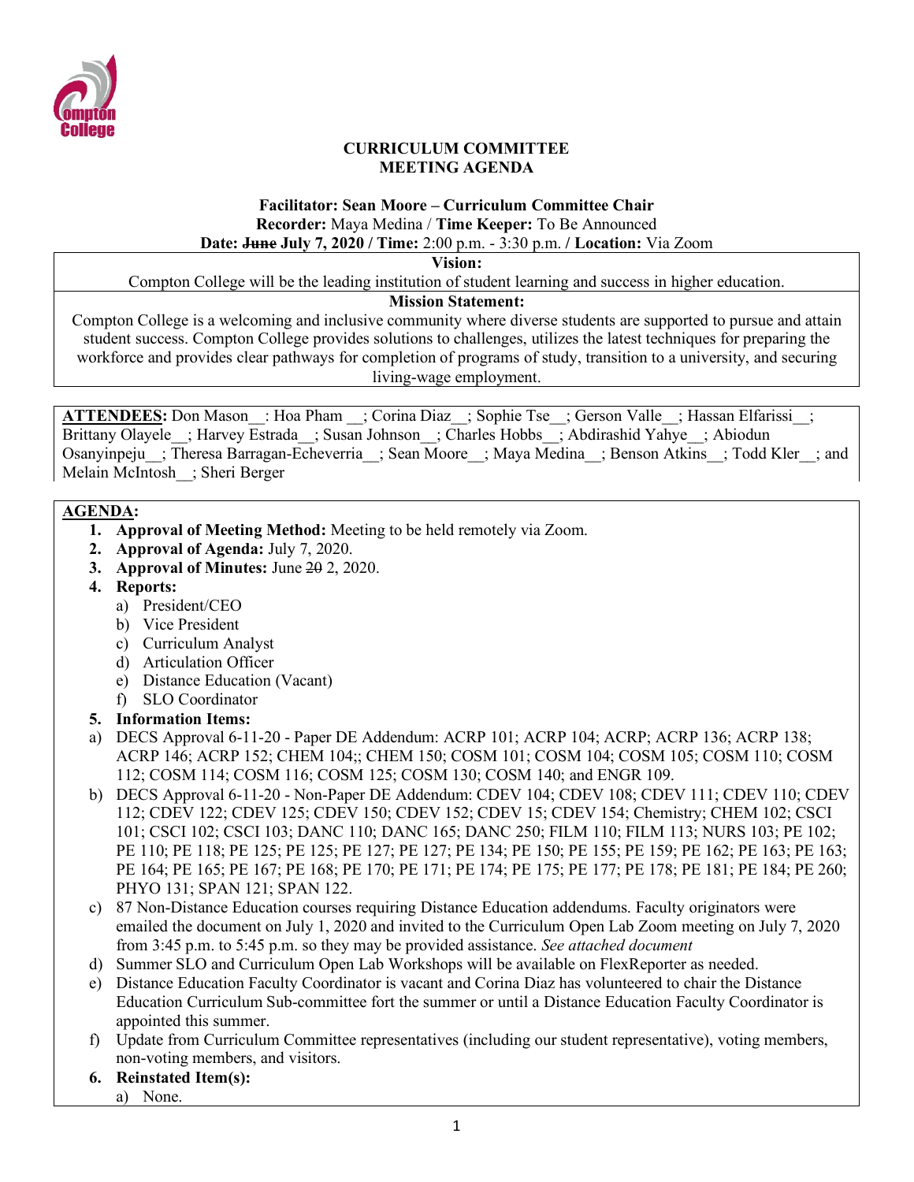**CURRICULUM COMMITTEE**
**MEETING AGENDA**

**Facilitator: Sean Moore – Curriculum Committee Chair**
**Recorder:** Maya Medina / **Time Keeper:** To Be Announced
**Date:** ~~June~~ **July 7, 2020 / Time:** 2:00 p.m. - 3:30 p.m. **/ Location:** Via Zoom

| **Vision:** |
| --- |
| Compton College will be the leading institution of student learning and success in higher education. |
| **Mission Statement:** |
| Compton College is a welcoming and inclusive community where diverse students are supported to pursue and attain student success. Compton College provides solutions to challenges, utilizes the latest techniques for preparing the workforce and provides clear pathways for completion of programs of study, transition to a university, and securing living-wage employment. |

**ATTENDEES:** Don Mason__: Hoa Pham __; Corina Diaz__; Sophie Tse__; Gerson Valle__; Hassan Elfarissi__; Brittany Olayele__; Harvey Estrada__; Susan Johnson__; Charles Hobbs__; Abdirashid Yahye__; Abiodun Osanyinpeju__; Theresa Barragan-Echeverria__; Sean Moore__; Maya Medina__; Benson Atkins__; Todd Kler__; and Melain McIntosh__; Sheri Berger

**AGENDA:**

1. **Approval of Meeting Method:** Meeting to be held remotely via Zoom.
2. **Approval of Agenda:** July 7, 2020.
3. **Approval of Minutes:** June ~~20~~ 2, 2020.
4. **Reports:**
   a) President/CEO
   b) Vice President
   c) Curriculum Analyst
   d) Articulation Officer
   e) Distance Education (Vacant)
   f) SLO Coordinator
5. **Information Items:**
   a) DECS Approval 6-11-20 - Paper DE Addendum: ACRP 101; ACRP 104; ACRP; ACRP 136; ACRP 138; ACRP 146; ACRP 152; CHEM 104;; CHEM 150; COSM 101; COSM 104; COSM 105; COSM 110; COSM 112; COSM 114; COSM 116; COSM 125; COSM 130; COSM 140; and ENGR 109.
   b) DECS Approval 6-11-20 - Non-Paper DE Addendum: CDEV 104; CDEV 108; CDEV 111; CDEV 110; CDEV 112; CDEV 122; CDEV 125; CDEV 150; CDEV 152; CDEV 15; CDEV 154; Chemistry; CHEM 102; CSCI 101; CSCI 102; CSCI 103; DANC 110; DANC 165; DANC 250; FILM 110; FILM 113; NURS 103; PE 102; PE 110; PE 118; PE 125; PE 125; PE 127; PE 127; PE 134; PE 150; PE 155; PE 159; PE 162; PE 163; PE 163; PE 164; PE 165; PE 167; PE 168; PE 170; PE 171; PE 174; PE 175; PE 177; PE 178; PE 181; PE 184; PE 260; PHYO 131; SPAN 121; SPAN 122.
   c) 87 Non-Distance Education courses requiring Distance Education addendums. Faculty originators were emailed the document on July 1, 2020 and invited to the Curriculum Open Lab Zoom meeting on July 7, 2020 from 3:45 p.m. to 5:45 p.m. so they may be provided assistance. *See attached document*
   d) Summer SLO and Curriculum Open Lab Workshops will be available on FlexReporter as needed.
   e) Distance Education Faculty Coordinator is vacant and Corina Diaz has volunteered to chair the Distance Education Curriculum Sub-committee fort the summer or until a Distance Education Faculty Coordinator is appointed this summer.
   f) Update from Curriculum Committee representatives (including our student representative), voting members, non-voting members, and visitors.
6. **Reinstated Item(s):**
   a) None.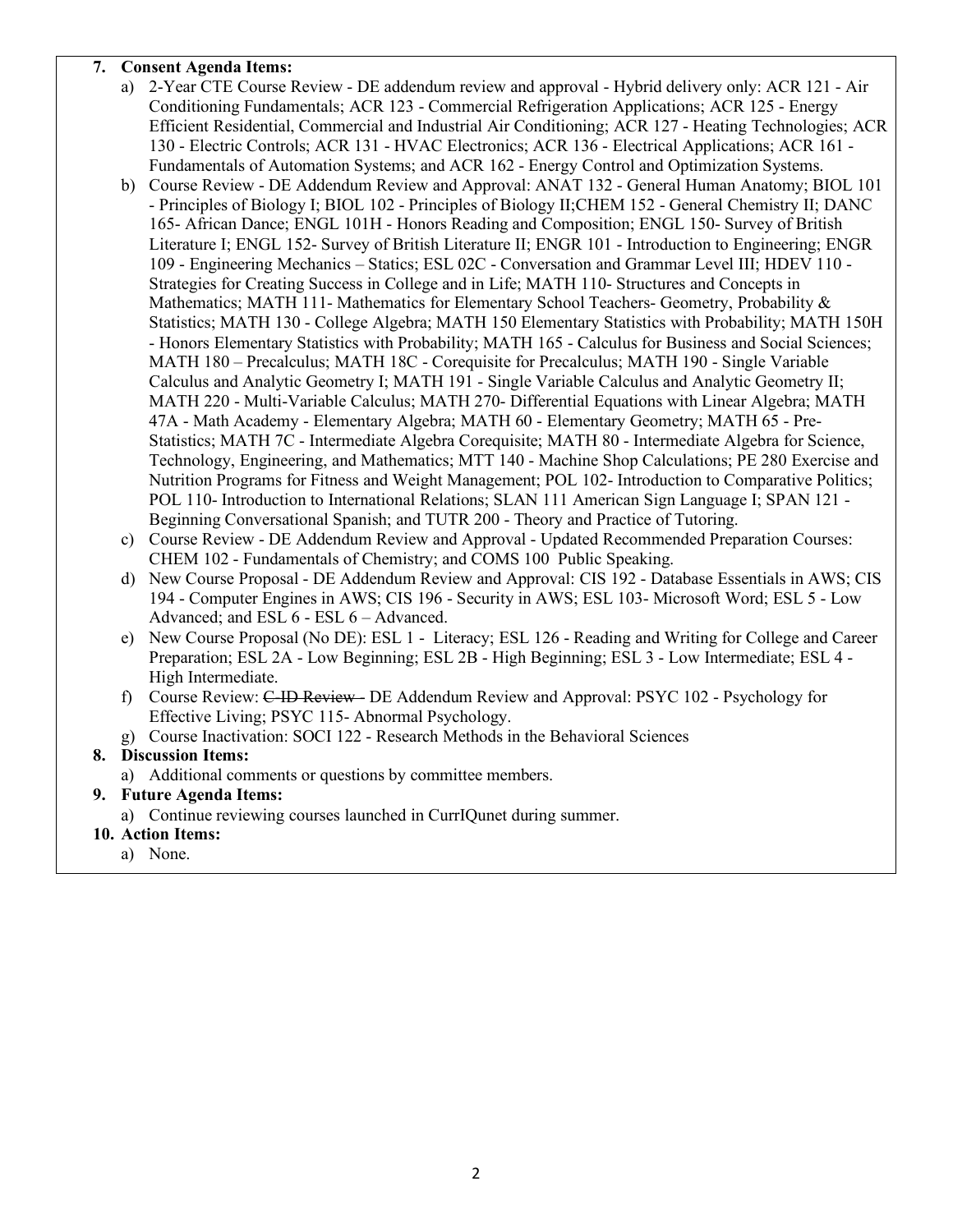7. **Consent Agenda Items:**
   a) 2-Year CTE Course Review - DE addendum review and approval - Hybrid delivery only: ACR 121 - Air Conditioning Fundamentals; ACR 123 - Commercial Refrigeration Applications; ACR 125 - Energy Efficient Residential, Commercial and Industrial Air Conditioning; ACR 127 - Heating Technologies; ACR 130 - Electric Controls; ACR 131 - HVAC Electronics; ACR 136 - Electrical Applications; ACR 161 - Fundamentals of Automation Systems; and ACR 162 - Energy Control and Optimization Systems.
   b) Course Review - DE Addendum Review and Approval: ANAT 132 - General Human Anatomy; BIOL 101 - Principles of Biology I; BIOL 102 - Principles of Biology II;CHEM 152 - General Chemistry II; DANC 165- African Dance; ENGL 101H - Honors Reading and Composition; ENGL 150- Survey of British Literature I; ENGL 152- Survey of British Literature II; ENGR 101 - Introduction to Engineering; ENGR 109 - Engineering Mechanics – Statics; ESL 02C - Conversation and Grammar Level III; HDEV 110 - Strategies for Creating Success in College and in Life; MATH 110- Structures and Concepts in Mathematics; MATH 111- Mathematics for Elementary School Teachers- Geometry, Probability & Statistics; MATH 130 - College Algebra; MATH 150 Elementary Statistics with Probability; MATH 150H - Honors Elementary Statistics with Probability; MATH 165 - Calculus for Business and Social Sciences; MATH 180 – Precalculus; MATH 18C - Corequisite for Precalculus; MATH 190 - Single Variable Calculus and Analytic Geometry I; MATH 191 - Single Variable Calculus and Analytic Geometry II; MATH 220 - Multi-Variable Calculus; MATH 270- Differential Equations with Linear Algebra; MATH 47A - Math Academy - Elementary Algebra; MATH 60 - Elementary Geometry; MATH 65 - Pre-Statistics; MATH 7C - Intermediate Algebra Corequisite; MATH 80 - Intermediate Algebra for Science, Technology, Engineering, and Mathematics; MTT 140 - Machine Shop Calculations; PE 280 Exercise and Nutrition Programs for Fitness and Weight Management; POL 102- Introduction to Comparative Politics; POL 110- Introduction to International Relations; SLAN 111 American Sign Language I; SPAN 121 - Beginning Conversational Spanish; and TUTR 200 - Theory and Practice of Tutoring.
   c) Course Review - DE Addendum Review and Approval - Updated Recommended Preparation Courses: CHEM 102 - Fundamentals of Chemistry; and COMS 100 Public Speaking.
   d) New Course Proposal - DE Addendum Review and Approval: CIS 192 - Database Essentials in AWS; CIS 194 - Computer Engines in AWS; CIS 196 - Security in AWS; ESL 103- Microsoft Word; ESL 5 - Low Advanced; and ESL 6 - ESL 6 – Advanced.
   e) New Course Proposal (No DE): ESL 1 - Literacy; ESL 126 - Reading and Writing for College and Career Preparation; ESL 2A - Low Beginning; ESL 2B - High Beginning; ESL 3 - Low Intermediate; ESL 4 - High Intermediate.
   f) Course Review: ~~C-ID Review -~~ DE Addendum Review and Approval: PSYC 102 - Psychology for Effective Living; PSYC 115- Abnormal Psychology.
   g) Course Inactivation: SOCI 122 - Research Methods in the Behavioral Sciences
8. **Discussion Items:**
   a) Additional comments or questions by committee members.
9. **Future Agenda Items:**
   a) Continue reviewing courses launched in CurrIQunet during summer.
10. **Action Items:**
    a) None.